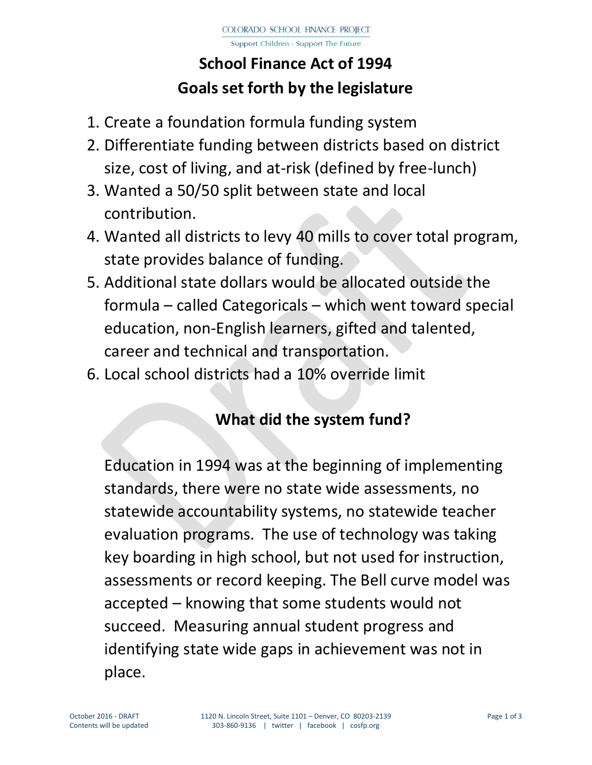# School Finance Act of 1994
# Goals set forth by the legislature

1. Create a foundation formula funding system
2. Differentiate funding between districts based on district size, cost of living, and at-risk (defined by free-lunch)
3. Wanted a 50/50 split between state and local contribution.
4. Wanted all districts to levy 40 mills to cover total program, state provides balance of funding.
5. Additional state dollars would be allocated outside the formula – called Categoricals – which went toward special education, non-English learners, gifted and talented, career and technical and transportation.
6. Local school districts had a 10% override limit

## What did the system fund?

Education in 1994 was at the beginning of implementing standards, there were no state wide assessments, no statewide accountability systems, no statewide teacher evaluation programs. The use of technology was taking key boarding in high school, but not used for instruction, assessments or record keeping. The Bell curve model was accepted – knowing that some students would not succeed. Measuring annual student progress and identifying state wide gaps in achievement was not in place.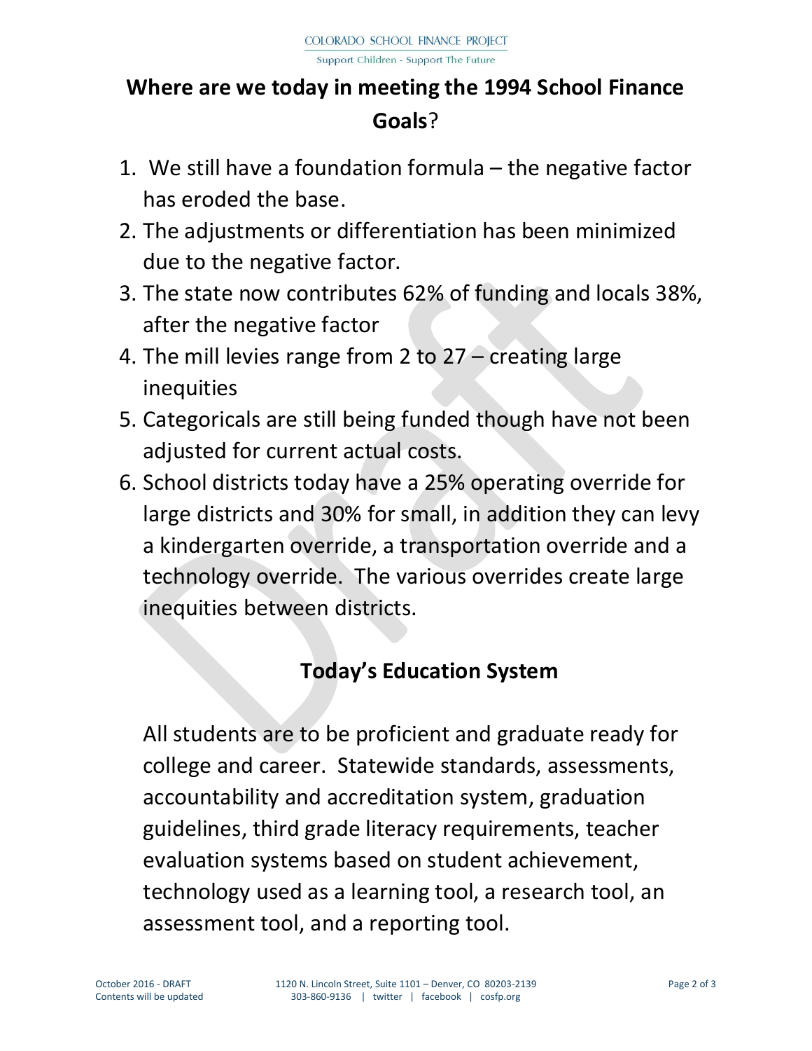# Where are we today in meeting the 1994 School Finance **Goals**?

1. We still have a foundation formula – the negative factor has eroded the base.
2. The adjustments or differentiation has been minimized due to the negative factor.
3. The state now contributes 62% of funding and locals 38%, after the negative factor
4. The mill levies range from 2 to 27 – creating large inequities
5. Categoricals are still being funded though have not been adjusted for current actual costs.
6. School districts today have a 25% operating override for large districts and 30% for small, in addition they can levy a kindergarten override, a transportation override and a technology override. The various overrides create large inequities between districts.

## Today's Education System

All students are to be proficient and graduate ready for college and career. Statewide standards, assessments, accountability and accreditation system, graduation guidelines, third grade literacy requirements, teacher evaluation systems based on student achievement, technology used as a learning tool, a research tool, an assessment tool, and a reporting tool.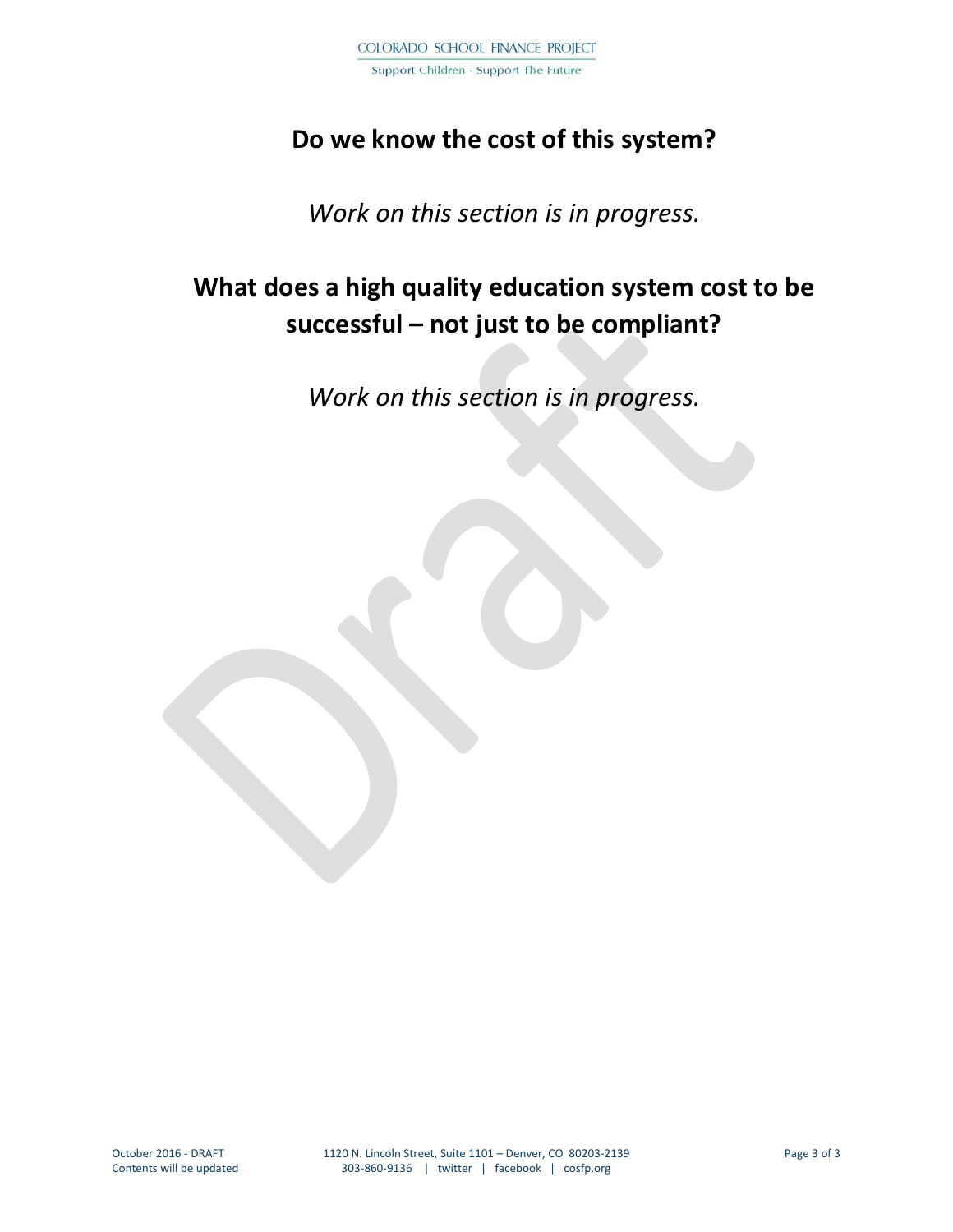## Do we know the cost of this system?

*Work on this section is in progress.*

## What does a high quality education system cost to be successful – not just to be compliant?

*Work on this section is in progress.*